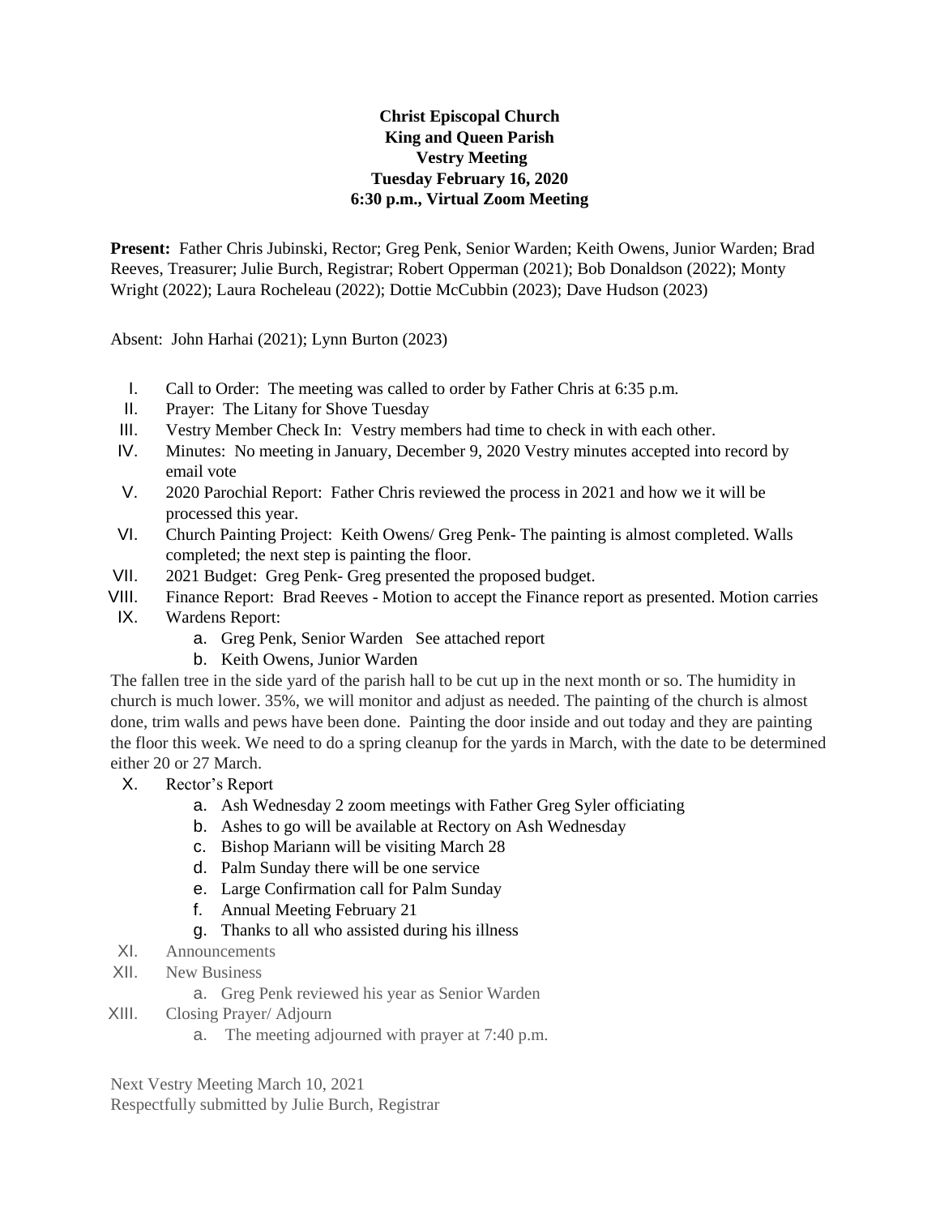**Christ Episcopal Church**
**King and Queen Parish**
**Vestry Meeting**
**Tuesday February 16, 2020**
**6:30 p.m., Virtual Zoom Meeting**

**Present:** Father Chris Jubinski, Rector; Greg Penk, Senior Warden; Keith Owens, Junior Warden; Brad Reeves, Treasurer; Julie Burch, Registrar; Robert Opperman (2021); Bob Donaldson (2022); Monty Wright (2022); Laura Rocheleau (2022); Dottie McCubbin (2023); Dave Hudson (2023)

Absent: John Harhai (2021); Lynn Burton (2023)

I. Call to Order: The meeting was called to order by Father Chris at 6:35 p.m.

II. Prayer: The Litany for Shove Tuesday

III. Vestry Member Check In: Vestry members had time to check in with each other.

IV. Minutes: No meeting in January, December 9, 2020 Vestry minutes accepted into record by email vote

V. 2020 Parochial Report: Father Chris reviewed the process in 2021 and how we it will be processed this year.

VI. Church Painting Project: Keith Owens/ Greg Penk- The painting is almost completed. Walls completed; the next step is painting the floor.

VII. 2021 Budget: Greg Penk- Greg presented the proposed budget.

VIII. Finance Report: Brad Reeves - Motion to accept the Finance report as presented. Motion carries

IX. Wardens Report:
   a. Greg Penk, Senior Warden See attached report
   b. Keith Owens, Junior Warden

The fallen tree in the side yard of the parish hall to be cut up in the next month or so. The humidity in church is much lower. 35%, we will monitor and adjust as needed. The painting of the church is almost done, trim walls and pews have been done. Painting the door inside and out today and they are painting the floor this week. We need to do a spring cleanup for the yards in March, with the date to be determined either 20 or 27 March.

X. Rector's Report
   a. Ash Wednesday 2 zoom meetings with Father Greg Syler officiating
   b. Ashes to go will be available at Rectory on Ash Wednesday
   c. Bishop Mariann will be visiting March 28
   d. Palm Sunday there will be one service
   e. Large Confirmation call for Palm Sunday
   f. Annual Meeting February 21
   g. Thanks to all who assisted during his illness

XI. Announcements

XII. New Business
   a. Greg Penk reviewed his year as Senior Warden

XIII. Closing Prayer/ Adjourn
   a. The meeting adjourned with prayer at 7:40 p.m.

Next Vestry Meeting March 10, 2021
Respectfully submitted by Julie Burch, Registrar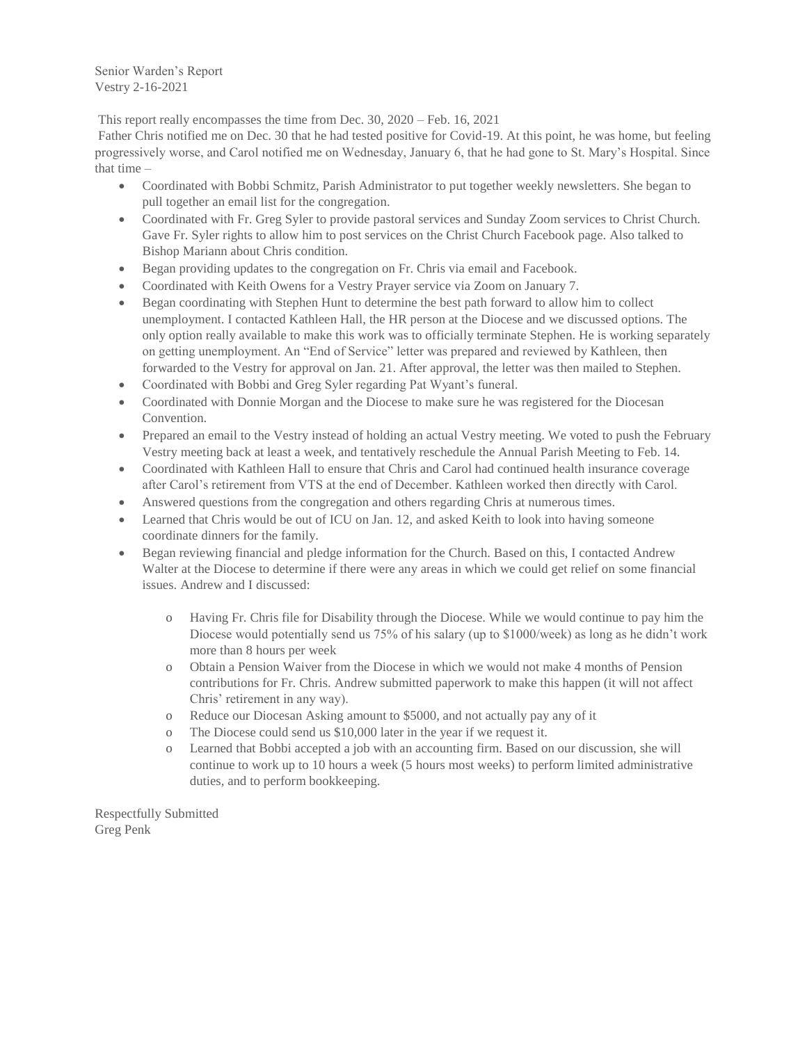Senior Warden's Report
Vestry 2-16-2021

This report really encompasses the time from Dec. 30, 2020 – Feb. 16, 2021

Father Chris notified me on Dec. 30 that he had tested positive for Covid-19. At this point, he was home, but feeling progressively worse, and Carol notified me on Wednesday, January 6, that he had gone to St. Mary's Hospital. Since that time –

- Coordinated with Bobbi Schmitz, Parish Administrator to put together weekly newsletters. She began to pull together an email list for the congregation.
- Coordinated with Fr. Greg Syler to provide pastoral services and Sunday Zoom services to Christ Church. Gave Fr. Syler rights to allow him to post services on the Christ Church Facebook page. Also talked to Bishop Mariann about Chris condition.
- Began providing updates to the congregation on Fr. Chris via email and Facebook.
- Coordinated with Keith Owens for a Vestry Prayer service via Zoom on January 7.
- Began coordinating with Stephen Hunt to determine the best path forward to allow him to collect unemployment. I contacted Kathleen Hall, the HR person at the Diocese and we discussed options. The only option really available to make this work was to officially terminate Stephen. He is working separately on getting unemployment. An "End of Service" letter was prepared and reviewed by Kathleen, then forwarded to the Vestry for approval on Jan. 21. After approval, the letter was then mailed to Stephen.
- Coordinated with Bobbi and Greg Syler regarding Pat Wyant's funeral.
- Coordinated with Donnie Morgan and the Diocese to make sure he was registered for the Diocesan Convention.
- Prepared an email to the Vestry instead of holding an actual Vestry meeting. We voted to push the February Vestry meeting back at least a week, and tentatively reschedule the Annual Parish Meeting to Feb. 14.
- Coordinated with Kathleen Hall to ensure that Chris and Carol had continued health insurance coverage after Carol's retirement from VTS at the end of December. Kathleen worked then directly with Carol.
- Answered questions from the congregation and others regarding Chris at numerous times.
- Learned that Chris would be out of ICU on Jan. 12, and asked Keith to look into having someone coordinate dinners for the family.
- Began reviewing financial and pledge information for the Church. Based on this, I contacted Andrew Walter at the Diocese to determine if there were any areas in which we could get relief on some financial issues. Andrew and I discussed:
  - Having Fr. Chris file for Disability through the Diocese. While we would continue to pay him the Diocese would potentially send us 75% of his salary (up to $1000/week) as long as he didn't work more than 8 hours per week
  - Obtain a Pension Waiver from the Diocese in which we would not make 4 months of Pension contributions for Fr. Chris. Andrew submitted paperwork to make this happen (it will not affect Chris' retirement in any way).
  - Reduce our Diocesan Asking amount to $5000, and not actually pay any of it
  - The Diocese could send us $10,000 later in the year if we request it.
  - Learned that Bobbi accepted a job with an accounting firm. Based on our discussion, she will continue to work up to 10 hours a week (5 hours most weeks) to perform limited administrative duties, and to perform bookkeeping.

Respectfully Submitted
Greg Penk